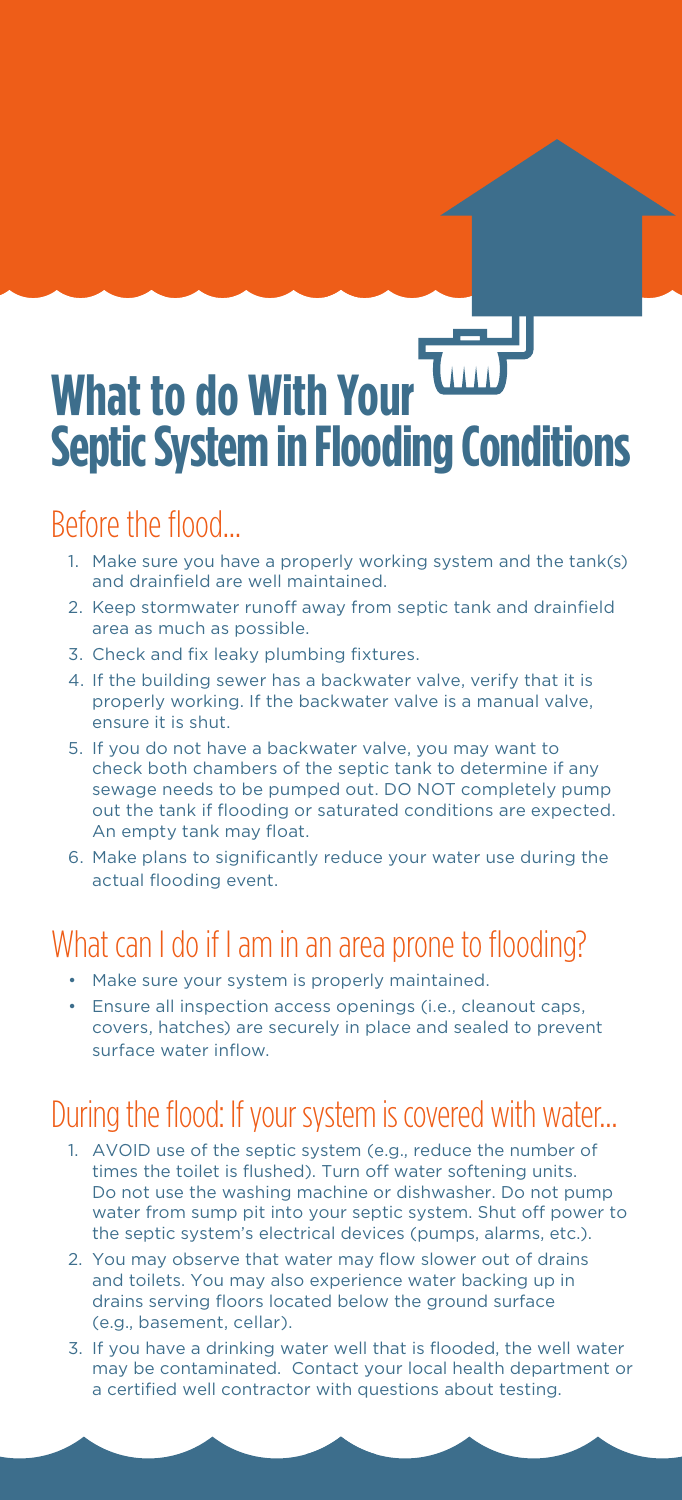# What to do With Your Septic System in Flooding Conditions

## Before the flood...

1. Make sure you have a properly working system and the tank(s) and drainfield are well maintained.
2. Keep stormwater runoff away from septic tank and drainfield area as much as possible.
3. Check and fix leaky plumbing fixtures.
4. If the building sewer has a backwater valve, verify that it is properly working. If the backwater valve is a manual valve, ensure it is shut.
5. If you do not have a backwater valve, you may want to check both chambers of the septic tank to determine if any sewage needs to be pumped out. DO NOT completely pump out the tank if flooding or saturated conditions are expected. An empty tank may float.
6. Make plans to significantly reduce your water use during the actual flooding event.

## What can I do if I am in an area prone to flooding?

- Make sure your system is properly maintained.
- Ensure all inspection access openings (i.e., cleanout caps, covers, hatches) are securely in place and sealed to prevent surface water inflow.

## During the flood: If your system is covered with water...

1. AVOID use of the septic system (e.g., reduce the number of times the toilet is flushed). Turn off water softening units. Do not use the washing machine or dishwasher. Do not pump water from sump pit into your septic system. Shut off power to the septic system's electrical devices (pumps, alarms, etc.).
2. You may observe that water may flow slower out of drains and toilets. You may also experience water backing up in drains serving floors located below the ground surface (e.g., basement, cellar).
3. If you have a drinking water well that is flooded, the well water may be contaminated. Contact your local health department or a certified well contractor with questions about testing.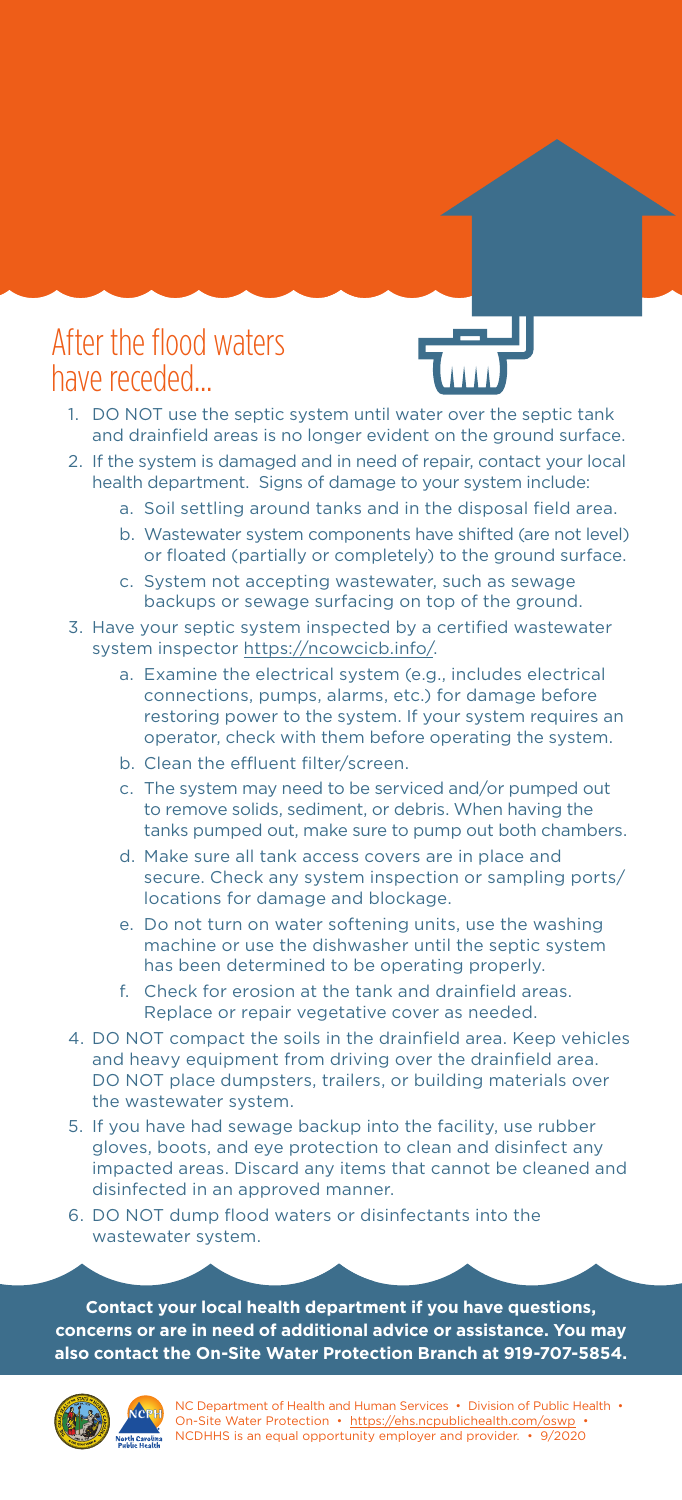## After the flood waters have receded...

1. DO NOT use the septic system until water over the septic tank and drainfield areas is no longer evident on the ground surface.
2. If the system is damaged and in need of repair, contact your local health department. Signs of damage to your system include:
   a. Soil settling around tanks and in the disposal field area.
   b. Wastewater system components have shifted (are not level) or floated (partially or completely) to the ground surface.
   c. System not accepting wastewater, such as sewage backups or sewage surfacing on top of the ground.
3. Have your septic system inspected by a certified wastewater system inspector https://ncowcicb.info/.
   a. Examine the electrical system (e.g., includes electrical connections, pumps, alarms, etc.) for damage before restoring power to the system. If your system requires an operator, check with them before operating the system.
   b. Clean the effluent filter/screen.
   c. The system may need to be serviced and/or pumped out to remove solids, sediment, or debris. When having the tanks pumped out, make sure to pump out both chambers.
   d. Make sure all tank access covers are in place and secure. Check any system inspection or sampling ports/locations for damage and blockage.
   e. Do not turn on water softening units, use the washing machine or use the dishwasher until the septic system has been determined to be operating properly.
   f. Check for erosion at the tank and drainfield areas. Replace or repair vegetative cover as needed.
4. DO NOT compact the soils in the drainfield area. Keep vehicles and heavy equipment from driving over the drainfield area. DO NOT place dumpsters, trailers, or building materials over the wastewater system.
5. If you have had sewage backup into the facility, use rubber gloves, boots, and eye protection to clean and disinfect any impacted areas. Discard any items that cannot be cleaned and disinfected in an approved manner.
6. DO NOT dump flood waters or disinfectants into the wastewater system.

**Contact your local health department if you have questions, concerns or are in need of additional advice or assistance. You may also contact the On-Site Water Protection Branch at 919-707-5854.**

NC Department of Health and Human Services • Division of Public Health • On-Site Water Protection • https://ehs.ncpublichealth.com/oswp • NCDHHS is an equal opportunity employer and provider. • 9/2020